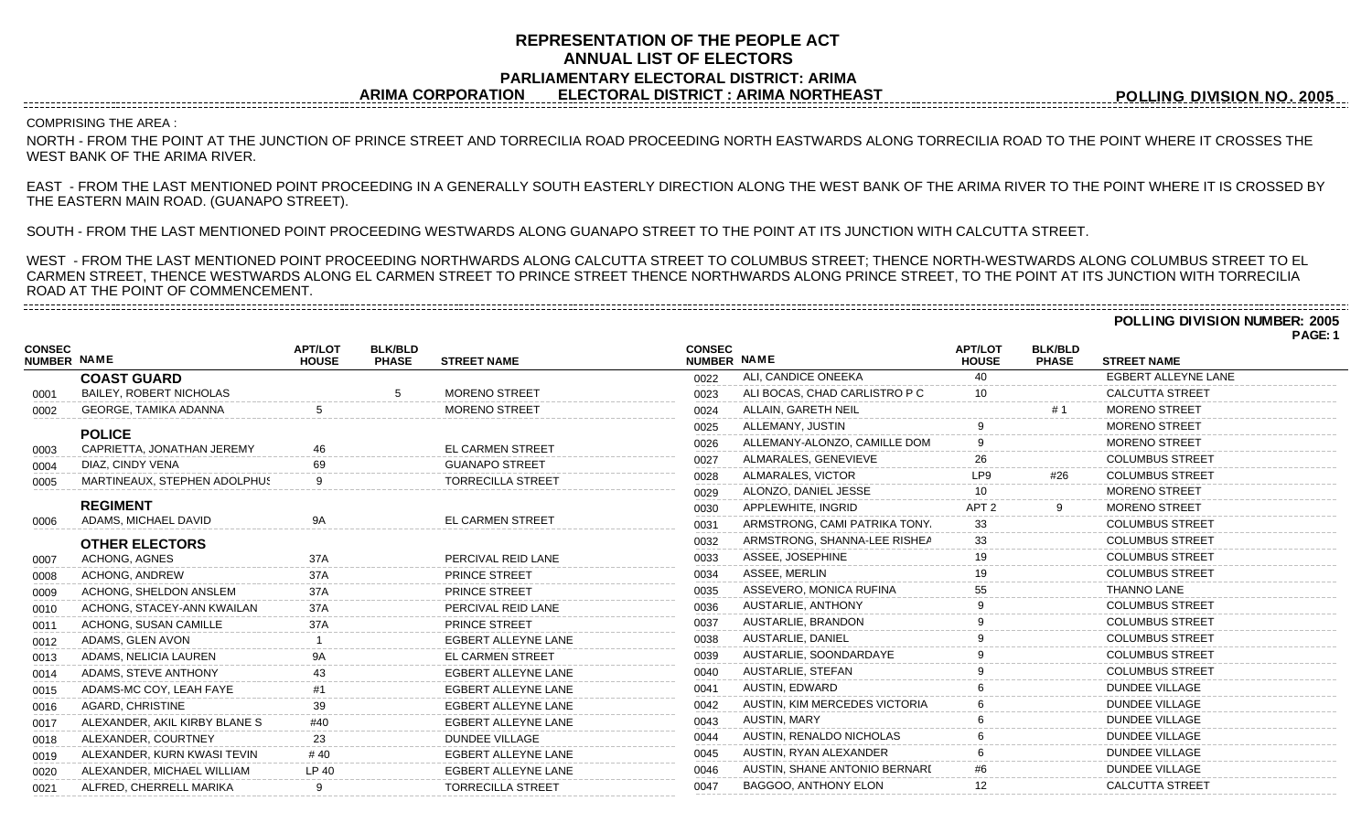# REPRESENTATION OF THE PEOPLE ACT
## ANNUAL LIST OF ELECTORS
### PARLIAMENTARY ELECTORAL DISTRICT: ARIMA
### ARIMA CORPORATION ELECTORAL DISTRICT : ARIMA NORTHEAST

**POLLING DIVISION NO. 2005**

COMPRISING THE AREA :

NORTH - FROM THE POINT AT THE JUNCTION OF PRINCE STREET AND TORRECILIA ROAD PROCEEDING NORTH EASTWARDS ALONG TORRECILIA ROAD TO THE POINT WHERE IT CROSSES THE WEST BANK OF THE ARIMA RIVER.

EAST - FROM THE LAST MENTIONED POINT PROCEEDING IN A GENERALLY SOUTH EASTERLY DIRECTION ALONG THE WEST BANK OF THE ARIMA RIVER TO THE POINT WHERE IT IS CROSSED BY THE EASTERN MAIN ROAD. (GUANAPO STREET).

SOUTH - FROM THE LAST MENTIONED POINT PROCEEDING WESTWARDS ALONG GUANAPO STREET TO THE POINT AT ITS JUNCTION WITH CALCUTTA STREET.

WEST - FROM THE LAST MENTIONED POINT PROCEEDING NORTHWARDS ALONG CALCUTTA STREET TO COLUMBUS STREET; THENCE NORTH-WESTWARDS ALONG COLUMBUS STREET TO EL CARMEN STREET, THENCE WESTWARDS ALONG EL CARMEN STREET TO PRINCE STREET THENCE NORTHWARDS ALONG PRINCE STREET, TO THE POINT AT ITS JUNCTION WITH TORRECILIA ROAD AT THE POINT OF COMMENCEMENT.

**POLLING DIVISION NUMBER: 2005**

| CONSEC NUMBER | NAME | APT/LOT HOUSE | BLK/BLD PHASE | STREET NAME |
|---|---|---|---|---|
| | **COAST GUARD** | | | |
| 0001 | BAILEY, ROBERT NICHOLAS | | 5 | MORENO STREET |
| 0002 | GEORGE, TAMIKA ADANNA | 5 | | MORENO STREET |
| | **POLICE** | | | |
| 0003 | CAPRIETTA, JONATHAN JEREMY | 46 | | EL CARMEN STREET |
| 0004 | DIAZ, CINDY VENA | 69 | | GUANAPO STREET |
| 0005 | MARTINEAUX, STEPHEN ADOLPHUS | 9 | | TORRECILLA STREET |
| | **REGIMENT** | | | |
| 0006 | ADAMS, MICHAEL DAVID | 9A | | EL CARMEN STREET |
| | **OTHER ELECTORS** | | | |
| 0007 | ACHONG, AGNES | 37A | | PERCIVAL REID LANE |
| 0008 | ACHONG, ANDREW | 37A | | PRINCE STREET |
| 0009 | ACHONG, SHELDON ANSLEM | 37A | | PRINCE STREET |
| 0010 | ACHONG, STACEY-ANN KWAILAN | 37A | | PERCIVAL REID LANE |
| 0011 | ACHONG, SUSAN CAMILLE | 37A | | PRINCE STREET |
| 0012 | ADAMS, GLEN AVON | 1 | | EGBERT ALLEYNE LANE |
| 0013 | ADAMS, NELICIA LAUREN | 9A | | EL CARMEN STREET |
| 0014 | ADAMS, STEVE ANTHONY | 43 | | EGBERT ALLEYNE LANE |
| 0015 | ADAMS-MC COY, LEAH FAYE | #1 | | EGBERT ALLEYNE LANE |
| 0016 | AGARD, CHRISTINE | 39 | | EGBERT ALLEYNE LANE |
| 0017 | ALEXANDER, AKIL KIRBY BLANE S | #40 | | EGBERT ALLEYNE LANE |
| 0018 | ALEXANDER, COURTNEY | 23 | | DUNDEE VILLAGE |
| 0019 | ALEXANDER, KURN KWASI TEVIN | # 40 | | EGBERT ALLEYNE LANE |
| 0020 | ALEXANDER, MICHAEL WILLIAM | LP 40 | | EGBERT ALLEYNE LANE |
| 0021 | ALFRED, CHERRELL MARIKA | 9 | | TORRECILLA STREET |
| 0022 | ALI, CANDICE ONEEKA | 40 | | EGBERT ALLEYNE LANE |
| 0023 | ALI BOCAS, CHAD CARLISTRO P C | 10 | | CALCUTTA STREET |
| 0024 | ALLAIN, GARETH NEIL | | # 1 | MORENO STREET |
| 0025 | ALLEMANY, JUSTIN | 9 | | MORENO STREET |
| 0026 | ALLEMANY-ALONZO, CAMILLE DOM | 9 | | MORENO STREET |
| 0027 | ALMARALES, GENEVIEVE | 26 | | COLUMBUS STREET |
| 0028 | ALMARALES, VICTOR | LP9 | #26 | COLUMBUS STREET |
| 0029 | ALONZO, DANIEL JESSE | 10 | | MORENO STREET |
| 0030 | APPLEWHITE, INGRID | APT 2 | 9 | MORENO STREET |
| 0031 | ARMSTRONG, CAMI PATRIKA TONY. | 33 | | COLUMBUS STREET |
| 0032 | ARMSTRONG, SHANNA-LEE RISHEA | 33 | | COLUMBUS STREET |
| 0033 | ASSEE, JOSEPHINE | 19 | | COLUMBUS STREET |
| 0034 | ASSEE, MERLIN | 19 | | COLUMBUS STREET |
| 0035 | ASSEVERO, MONICA RUFINA | 55 | | THANNO LANE |
| 0036 | AUSTARLIE, ANTHONY | 9 | | COLUMBUS STREET |
| 0037 | AUSTARLIE, BRANDON | 9 | | COLUMBUS STREET |
| 0038 | AUSTARLIE, DANIEL | 9 | | COLUMBUS STREET |
| 0039 | AUSTARLIE, SOONDARDAYE | 9 | | COLUMBUS STREET |
| 0040 | AUSTARLIE, STEFAN | 9 | | COLUMBUS STREET |
| 0041 | AUSTIN, EDWARD | 6 | | DUNDEE VILLAGE |
| 0042 | AUSTIN, KIM MERCEDES VICTORIA | 6 | | DUNDEE VILLAGE |
| 0043 | AUSTIN, MARY | 6 | | DUNDEE VILLAGE |
| 0044 | AUSTIN, RENALDO NICHOLAS | 6 | | DUNDEE VILLAGE |
| 0045 | AUSTIN, RYAN ALEXANDER | 6 | | DUNDEE VILLAGE |
| 0046 | AUSTIN, SHANE ANTONIO BERNARI | #6 | | DUNDEE VILLAGE |
| 0047 | BAGGOO, ANTHONY ELON | 12 | | CALCUTTA STREET |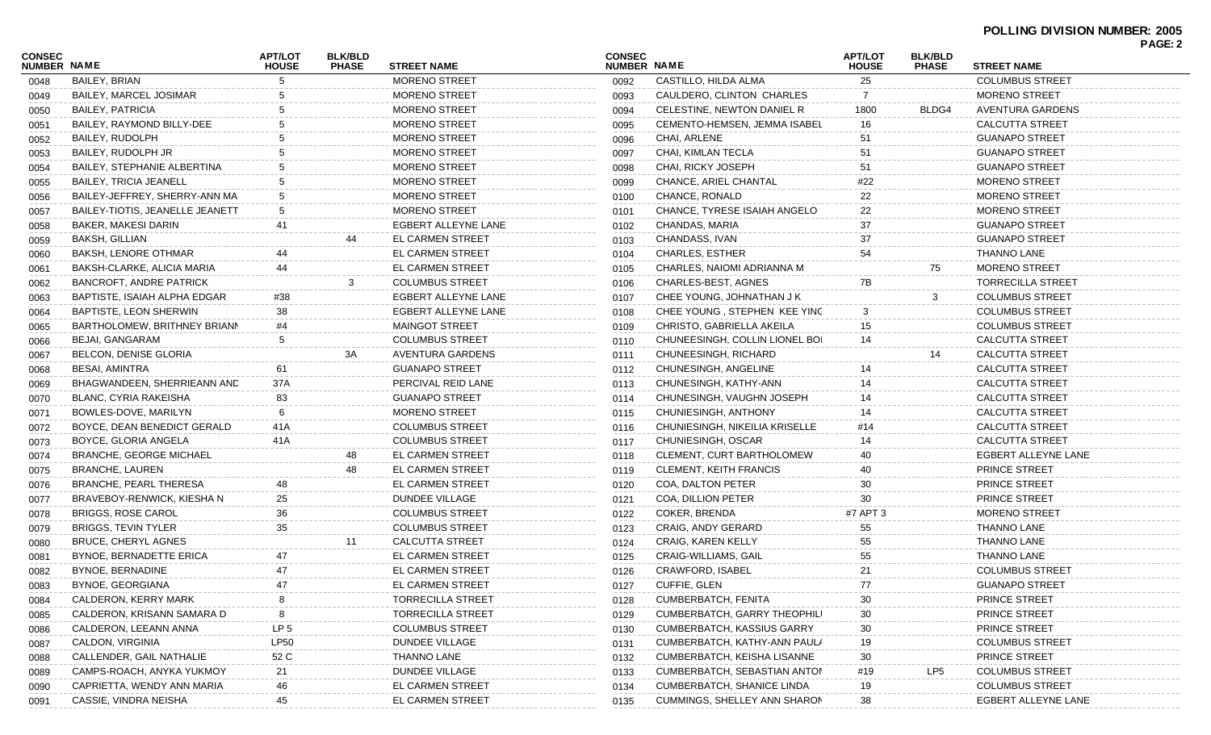**POLLING DIVISION NUMBER: 2005**

| CONSEC NUMBER | NAME | APT/LOT HOUSE | BLK/BLD PHASE | STREET NAME |
|---|---|---|---|---|
| 0048 | BAILEY, BRIAN | 5 | | MORENO STREET |
| 0049 | BAILEY, MARCEL JOSIMAR | 5 | | MORENO STREET |
| 0050 | BAILEY, PATRICIA | 5 | | MORENO STREET |
| 0051 | BAILEY, RAYMOND BILLY-DEE | 5 | | MORENO STREET |
| 0052 | BAILEY, RUDOLPH | 5 | | MORENO STREET |
| 0053 | BAILEY, RUDOLPH JR | 5 | | MORENO STREET |
| 0054 | BAILEY, STEPHANIE ALBERTINA | 5 | | MORENO STREET |
| 0055 | BAILEY, TRICIA JEANELL | 5 | | MORENO STREET |
| 0056 | BAILEY-JEFFREY, SHERRY-ANN MA | 5 | | MORENO STREET |
| 0057 | BAILEY-TIOTIS, JEANELLE JEANETT | 5 | | MORENO STREET |
| 0058 | BAKER, MAKESI DARIN | 41 | | EGBERT ALLEYNE LANE |
| 0059 | BAKSH, GILLIAN | | 44 | EL CARMEN STREET |
| 0060 | BAKSH, LENORE OTHMAR | 44 | | EL CARMEN STREET |
| 0061 | BAKSH-CLARKE, ALICIA MARIA | 44 | | EL CARMEN STREET |
| 0062 | BANCROFT, ANDRE PATRICK | | 3 | COLUMBUS STREET |
| 0063 | BAPTISTE, ISAIAH ALPHA EDGAR | #38 | | EGBERT ALLEYNE LANE |
| 0064 | BAPTISTE, LEON SHERWIN | 38 | | EGBERT ALLEYNE LANE |
| 0065 | BARTHOLOMEW, BRITHNEY BRIANN | #4 | | MAINGOT STREET |
| 0066 | BEJAI, GANGARAM | 5 | | COLUMBUS STREET |
| 0067 | BELCON, DENISE GLORIA | | 3A | AVENTURA GARDENS |
| 0068 | BESAI, AMINTRA | 61 | | GUANAPO STREET |
| 0069 | BHAGWANDEEN, SHERRIEANN AND | 37A | | PERCIVAL REID LANE |
| 0070 | BLANC, CYRIA RAKEISHA | 83 | | GUANAPO STREET |
| 0071 | BOWLES-DOVE, MARILYN | 6 | | MORENO STREET |
| 0072 | BOYCE, DEAN BENEDICT GERALD | 41A | | COLUMBUS STREET |
| 0073 | BOYCE, GLORIA ANGELA | 41A | | COLUMBUS STREET |
| 0074 | BRANCHE, GEORGE MICHAEL | | 48 | EL CARMEN STREET |
| 0075 | BRANCHE, LAUREN | | 48 | EL CARMEN STREET |
| 0076 | BRANCHE, PEARL THERESA | 48 | | EL CARMEN STREET |
| 0077 | BRAVEBOY-RENWICK, KIESHA N | 25 | | DUNDEE VILLAGE |
| 0078 | BRIGGS, ROSE CAROL | 36 | | COLUMBUS STREET |
| 0079 | BRIGGS, TREVIN TYLER | 35 | | COLUMBUS STREET |
| 0080 | BRUCE, CHERYL AGNES | | 11 | CALCUTTA STREET |
| 0081 | BYNOE, BERNADETTE ERICA | 47 | | EL CARMEN STREET |
| 0082 | BYNOE, BERNADINE | 47 | | EL CARMEN STREET |
| 0083 | BYNOE, GEORGIANA | 47 | | EL CARMEN STREET |
| 0084 | CALDERON, KERRY MARK | 8 | | TORRECILLA STREET |
| 0085 | CALDERON, KRISANN SAMARA D | 8 | | TORRECILLA STREET |
| 0086 | CALDERON, LEEANN ANNA | LP 5 | | COLUMBUS STREET |
| 0087 | CALDON, VIRGINIA | LP50 | | DUNDEE VILLAGE |
| 0088 | CALLENDER, GAIL NATHALIE | 52 C | | THANNO LANE |
| 0089 | CAMPS-ROACH, ANYKA YUKMOY | 21 | | DUNDEE VILLAGE |
| 0090 | CAPRIETTA, WENDY ANN MARIA | 46 | | EL CARMEN STREET |
| 0091 | CASSIE, VINDRA NEISHA | 45 | | EL CARMEN STREET |
| 0092 | CASTILLO, HILDA ALMA | 25 | | COLUMBUS STREET |
| 0093 | CAULDERO, CLINTON CHARLES | 7 | | MORENO STREET |
| 0094 | CELESTINE, NEWTON DANIEL R | 1800 | BLDG4 | AVENTURA GARDENS |
| 0095 | CEMENTO-HEMSEN, JEMMA ISABEL | 16 | | CALCUTTA STREET |
| 0096 | CHAI, ARLENE | 51 | | GUANAPO STREET |
| 0097 | CHAI, KIMLAN TECLA | 51 | | GUANAPO STREET |
| 0098 | CHAI, RICKY JOSEPH | 51 | | GUANAPO STREET |
| 0099 | CHANCE, ARIEL CHANTAL | #22 | | MORENO STREET |
| 0100 | CHANCE, RONALD | 22 | | MORENO STREET |
| 0101 | CHANCE, TYRESE ISAIAH ANGELO | 22 | | MORENO STREET |
| 0102 | CHANDAS, MARIA | 37 | | GUANAPO STREET |
| 0103 | CHANDASS, IVAN | 37 | | GUANAPO STREET |
| 0104 | CHARLES, ESTHER | 54 | | THANNO LANE |
| 0105 | CHARLES, NAIOMI ADRIANNA M | | 75 | MORENO STREET |
| 0106 | CHARLES-BEST, AGNES | 7B | | TORRECILLA STREET |
| 0107 | CHEE YOUNG, JONATHAN J K | | 3 | COLUMBUS STREET |
| 0108 | CHEE YOUNG , STEPHEN KEE YINC | 3 | | COLUMBUS STREET |
| 0109 | CHRISTO, GABRIELLA AKEILA | 15 | | COLUMBUS STREET |
| 0110 | CHUNEESINGH, COLLIN LIONEL BOI | 14 | | CALCUTTA STREET |
| 0111 | CHUNEESINGH, RICHARD | | 14 | CALCUTTA STREET |
| 0112 | CHUNESINGH, ANGELINE | 14 | | CALCUTTA STREET |
| 0113 | CHUNESINGH, KATHY-ANN | 14 | | CALCUTTA STREET |
| 0114 | CHUNESINGH, VAUGHN JOSEPH | 14 | | CALCUTTA STREET |
| 0115 | CHUNIESINGH, ANTHONY | 14 | | CALCUTTA STREET |
| 0116 | CHUNIESINGH, NIKEILIA KRISELLE | #14 | | CALCUTTA STREET |
| 0117 | CHUNIESINGH, OSCAR | 14 | | CALCUTTA STREET |
| 0118 | CLEMENT, CURT BARTHOLOMEW | 40 | | EGBERT ALLEYNE LANE |
| 0119 | CLEMENT, KEITH FRANCIS | 40 | | PRINCE STREET |
| 0120 | COA, DALTON PETER | 30 | | PRINCE STREET |
| 0121 | COA, DILLION PETER | 30 | | PRINCE STREET |
| 0122 | COKER, BRENDA | #7 APT 3 | | MORENO STREET |
| 0123 | CRAIG, ANDY GERARD | 55 | | THANNO LANE |
| 0124 | CRAIG, KAREN KELLY | 55 | | THANNO LANE |
| 0125 | CRAIG-WILLIAMS, GAIL | 55 | | THANNO LANE |
| 0126 | CRAWFORD, ISABEL | 21 | | COLUMBUS STREET |
| 0127 | CUFFIE, GLEN | 77 | | GUANAPO STREET |
| 0128 | CUMBERBATCH, FENITA | 30 | | PRINCE STREET |
| 0129 | CUMBERBATCH, GARRY THEOPHILI | 30 | | PRINCE STREET |
| 0130 | CUMBERBATCH, KASSIUS GARRY | 30 | | PRINCE STREET |
| 0131 | CUMBERBATCH, KATHY-ANN PAUL/ | 19 | | COLUMBUS STREET |
| 0132 | CUMBERBATCH, KEISHA LISANNE | 30 | | PRINCE STREET |
| 0133 | CUMBERBATCH, SEBASTIAN ANTOI | #19 | LP5 | COLUMBUS STREET |
| 0134 | CUMBERBATCH, SHANICE LINDA | 19 | | COLUMBUS STREET |
| 0135 | CUMMINGS, SHELLEY ANN SHARON | 38 | | EGBERT ALLEYNE LANE |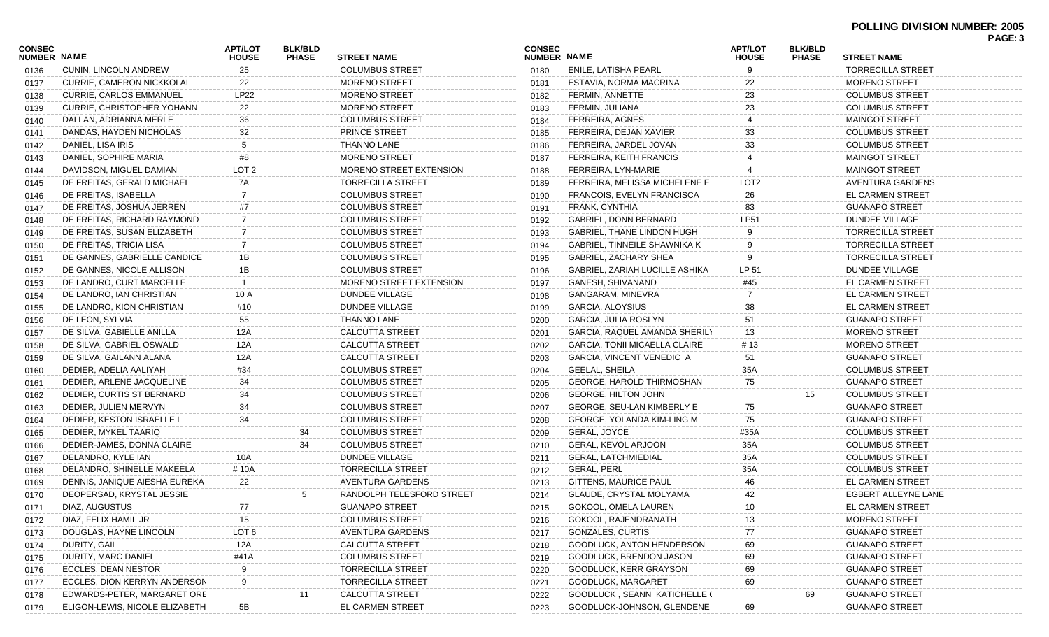**POLLING DIVISION NUMBER: 2005**

| CONSEC NUMBER | NAME | APT/LOT HOUSE | BLK/BLD PHASE | STREET NAME |
|---|---|---|---|---|
| 0136 | CUNIN, LINCOLN ANDREW | 25 | | COLUMBUS STREET |
| 0137 | CURRIE, CAMERON NICKKOLAI | 22 | | MORENO STREET |
| 0138 | CURRIE, CARLOS EMMANUEL | LP22 | | MORENO STREET |
| 0139 | CURRIE, CHRISTOPHER YOHANN | 22 | | MORENO STREET |
| 0140 | DALLAN, ADRIANNA MERLE | 36 | | COLUMBUS STREET |
| 0141 | DANDAS, HAYDEN NICHOLAS | 32 | | PRINCE STREET |
| 0142 | DANIEL, LISA IRIS | 5 | | THANNO LANE |
| 0143 | DANIEL, SOPHIRE MARIA | #8 | | MORENO STREET |
| 0144 | DAVIDSON, MIGUEL DAMIAN | LOT 2 | | MORENO STREET EXTENSION |
| 0145 | DE FREITAS, GERALD MICHAEL | 7A | | TORRECILLA STREET |
| 0146 | DE FREITAS, ISABELLA | 7 | | COLUMBUS STREET |
| 0147 | DE FREITAS, JOSHUA JERREN | #7 | | COLUMBUS STREET |
| 0148 | DE FREITAS, RICHARD RAYMOND | 7 | | COLUMBUS STREET |
| 0149 | DE FREITAS, SUSAN ELIZABETH | 7 | | COLUMBUS STREET |
| 0150 | DE FREITAS, TRICIA LISA | 7 | | COLUMBUS STREET |
| 0151 | DE GANNES, GABRIELLE CANDICE | 1B | | COLUMBUS STREET |
| 0152 | DE GANNES, NICOLE ALLISON | 1B | | COLUMBUS STREET |
| 0153 | DE LANDRO, CURT MARCELLE | 1 | | MORENO STREET EXTENSION |
| 0154 | DE LANDRO, IAN CHRISTIAN | 10 A | | DUNDEE VILLAGE |
| 0155 | DE LANDRO, KION CHRISTIAN | #10 | | DUNDEE VILLAGE |
| 0156 | DE LEON, SYLVIA | 55 | | THANNO LANE |
| 0157 | DE SILVA, GABIELLE ANILLA | 12A | | CALCUTTA STREET |
| 0158 | DE SILVA, GABRIEL OSWALD | 12A | | CALCUTTA STREET |
| 0159 | DE SILVA, GAILANN ALANA | 12A | | CALCUTTA STREET |
| 0160 | DEDIER, ADELIA AALIYAH | #34 | | COLUMBUS STREET |
| 0161 | DEDIER, ARLENE JACQUELINE | 34 | | COLUMBUS STREET |
| 0162 | DEDIER, CURTIS ST BERNARD | 34 | | COLUMBUS STREET |
| 0163 | DEDIER, JULIEN MERVYN | 34 | | COLUMBUS STREET |
| 0164 | DEDIER, KESTON ISRAELLE I | 34 | | COLUMBUS STREET |
| 0165 | DEDIER, MYKEL TAARIQ | | 34 | COLUMBUS STREET |
| 0166 | DEDIER-JAMES, DONNA CLAIRE | | 34 | COLUMBUS STREET |
| 0167 | DELANDRO, KYLE IAN | 10A | | DUNDEE VILLAGE |
| 0168 | DELANDRO, SHINELLE MAKEELA | # 10A | | TORRECILLA STREET |
| 0169 | DENNIS, JANIQUE AIESHA EUREKA | 22 | | AVENTURA GARDENS |
| 0170 | DEOPERSAD, KRYSTAL JESSIE | | 5 | RANDOLPH TELESFORD STREET |
| 0171 | DIAZ, AUGUSTUS | 77 | | GUANAPO STREET |
| 0172 | DIAZ, FELIX HAMIL JR | 15 | | COLUMBUS STREET |
| 0173 | DOUGLAS, HAYNE LINCOLN | LOT 6 | | AVENTURA GARDENS |
| 0174 | DURITY, GAIL | 12A | | CALCUTTA STREET |
| 0175 | DURITY, MARC DANIEL | #41A | | COLUMBUS STREET |
| 0176 | ECCLES, DEAN NESTOR | 9 | | TORRECILLA STREET |
| 0177 | ECCLES, DION KERRYN ANDERSON | 9 | | TORRECILLA STREET |
| 0178 | EDWARDS-PETER, MARGARET ORE | | 11 | CALCUTTA STREET |
| 0179 | ELIGON-LEWIS, NICOLE ELIZABETH | 5B | | EL CARMEN STREET |
| 0180 | ENILE, LATISHA PEARL | 9 | | TORRECILLA STREET |
| 0181 | ESTAVIA, NORMA MACRINA | 22 | | MORENO STREET |
| 0182 | FERMIN, ANNETTE | 23 | | COLUMBUS STREET |
| 0183 | FERMIN, JULIANA | 23 | | COLUMBUS STREET |
| 0184 | FERREIRA, AGNES | 4 | | MAINGOT STREET |
| 0185 | FERREIRA, DEJAN XAVIER | 33 | | COLUMBUS STREET |
| 0186 | FERREIRA, JARDEL JOVAN | 33 | | COLUMBUS STREET |
| 0187 | FERREIRA, KEITH FRANCIS | 4 | | MAINGOT STREET |
| 0188 | FERREIRA, LYN-MARIE | 4 | | MAINGOT STREET |
| 0189 | FERREIRA, MELISSA MICHELENE E | LOT2 | | AVENTURA GARDENS |
| 0190 | FRANCOIS, EVELYN FRANCISCA | 26 | | EL CARMEN STREET |
| 0191 | FRANK, CYNTHIA | 83 | | GUANAPO STREET |
| 0192 | GABRIEL, DONN BERNARD | LP51 | | DUNDEE VILLAGE |
| 0193 | GABRIEL, THANE LINDON HUGH | 9 | | TORRECILLA STREET |
| 0194 | GABRIEL, TINNEILE SHAWNIKA K | 9 | | TORRECILLA STREET |
| 0195 | GABRIEL, ZACHARY SHEA | 9 | | TORRECILLA STREET |
| 0196 | GABRIEL, ZARIAH LUCILLE ASHIKA | LP 51 | | DUNDEE VILLAGE |
| 0197 | GANESH, SHIVANAND | #45 | | EL CARMEN STREET |
| 0198 | GANGARAM, MINEVRA | 7 | | EL CARMEN STREET |
| 0199 | GARCIA, ALOYSIUS | 38 | | EL CARMEN STREET |
| 0200 | GARCIA, JULIA ROSLYN | 51 | | GUANAPO STREET |
| 0201 | GARCIA, RAQUEL AMANDA SHERILY | 13 | | MORENO STREET |
| 0202 | GARCIA, TONII MICAELLA CLAIRE | # 13 | | MORENO STREET |
| 0203 | GARCIA, VINCENT VENEDIC A | 51 | | GUANAPO STREET |
| 0204 | GEELAL, SHEILA | 35A | | COLUMBUS STREET |
| 0205 | GEORGE, HAROLD THIRMOSHAN | 75 | | GUANAPO STREET |
| 0206 | GEORGE, HILTON JOHN | | 15 | COLUMBUS STREET |
| 0207 | GEORGE, SEU-LAN KIMBERLY E | 75 | | GUANAPO STREET |
| 0208 | GEORGE, YOLANDA KIM-LING M | 75 | | GUANAPO STREET |
| 0209 | GERAL, JOYCE | #35A | | COLUMBUS STREET |
| 0210 | GERAL, KEVOL ARJOON | 35A | | COLUMBUS STREET |
| 0211 | GERAL, LATCHMIEDIAL | 35A | | COLUMBUS STREET |
| 0212 | GERAL, PERL | 35A | | COLUMBUS STREET |
| 0213 | GITTENS, MAURICE PAUL | 46 | | EL CARMEN STREET |
| 0214 | GLAUDE, CRYSTAL MOLYAMA | 42 | | EGBERT ALLEYNE LANE |
| 0215 | GOKOOL, OMELA LAUREN | 10 | | EL CARMEN STREET |
| 0216 | GOKOOL, RAJENDRANATH | 13 | | MORENO STREET |
| 0217 | GONZALES, CURTIS | 77 | | GUANAPO STREET |
| 0218 | GOODLUCK, ANTON HENDERSON | 69 | | GUANAPO STREET |
| 0219 | GOODLUCK, BRENDON JASON | 69 | | GUANAPO STREET |
| 0220 | GOODLUCK, KERR GRAYSON | 69 | | GUANAPO STREET |
| 0221 | GOODLUCK, MARGARET | 69 | | GUANAPO STREET |
| 0222 | GOODLUCK , SEANN KATICHELLE ( | | 69 | GUANAPO STREET |
| 0223 | GOODLUCK-JOHNSON, GLENDENE | 69 | | GUANAPO STREET |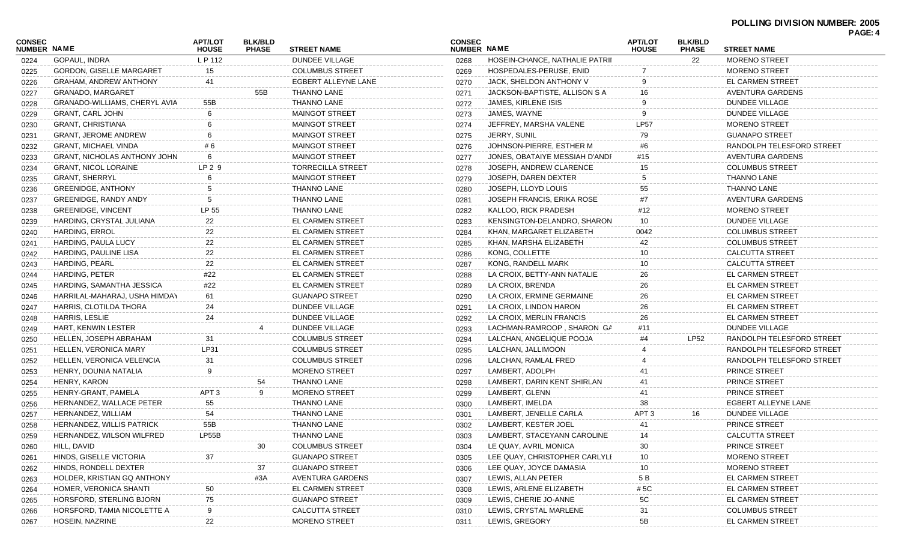**POLLING DIVISION NUMBER: 2005**

| CONSEC NUMBER | NAME | APT/LOT HOUSE | BLK/BLD PHASE | STREET NAME |
|---|---|---|---|---|
| 0224 | GOPAUL, INDRA | L P 112 | | DUNDEE VILLAGE |
| 0225 | GORDON, GISELLE MARGARET | 15 | | COLUMBUS STREET |
| 0226 | GRAHAM, ANDREW ANTHONY | 41 | | EGBERT ALLEYNE LANE |
| 0227 | GRANADO, MARGARET | | 55B | THANNO LANE |
| 0228 | GRANADO-WILLIAMS, CHERYL AVIA | 55B | | THANNO LANE |
| 0229 | GRANT, CARL JOHN | 6 | | MAINGOT STREET |
| 0230 | GRANT, CHRISTIANA | 6 | | MAINGOT STREET |
| 0231 | GRANT, JEROME ANDREW | 6 | | MAINGOT STREET |
| 0232 | GRANT, MICHAEL VINDA | # 6 | | MAINGOT STREET |
| 0233 | GRANT, NICHOLAS ANTHONY JOHN | 6 | | MAINGOT STREET |
| 0234 | GRANT, NICOL LORAINE | LP 2 9 | | TORRECILLA STREET |
| 0235 | GRANT, SHERRYL | 6 | | MAINGOT STREET |
| 0236 | GREENIDGE, ANTHONY | 5 | | THANNO LANE |
| 0237 | GREENIDGE, RANDY ANDY | 5 | | THANNO LANE |
| 0238 | GREENIDGE, VINCENT | LP 55 | | THANNO LANE |
| 0239 | HARDING, CRYSTAL JULIANA | 22 | | EL CARMEN STREET |
| 0240 | HARDING, ERROL | 22 | | EL CARMEN STREET |
| 0241 | HARDING, PAULA LUCY | 22 | | EL CARMEN STREET |
| 0242 | HARDING, PAULINE LISA | 22 | | EL CARMEN STREET |
| 0243 | HARDING, PEARL | 22 | | EL CARMEN STREET |
| 0244 | HARDING, PETER | #22 | | EL CARMEN STREET |
| 0245 | HARDING, SAMANTHA JESSICA | #22 | | EL CARMEN STREET |
| 0246 | HARRILAL-MAHARAJ, USHA HIMDAY | 61 | | GUANAPO STREET |
| 0247 | HARRIS, CLOTILDA THORA | 24 | | DUNDEE VILLAGE |
| 0248 | HARRIS, LESLIE | 24 | | DUNDEE VILLAGE |
| 0249 | HART, KENWIN LESTER | | 4 | DUNDEE VILLAGE |
| 0250 | HELLEN, JOSEPH ABRAHAM | 31 | | COLUMBUS STREET |
| 0251 | HELLEN, VERONICA MARY | LP31 | | COLUMBUS STREET |
| 0252 | HELLEN, VERONICA VELENCIA | 31 | | COLUMBUS STREET |
| 0253 | HENRY, DOUNIA NATALIA | 9 | | MORENO STREET |
| 0254 | HENRY, KARON | | 54 | THANNO LANE |
| 0255 | HENRY-GRANT, PAMELA | APT 3 | 9 | MORENO STREET |
| 0256 | HERNANDEZ, WALLACE PETER | 55 | | THANNO LANE |
| 0257 | HERNANDEZ, WILLIAM | 54 | | THANNO LANE |
| 0258 | HERNANDEZ, WILLIS PATRICK | 55B | | THANNO LANE |
| 0259 | HERNANDEZ, WILSON WILFRED | LP55B | | THANNO LANE |
| 0260 | HILL, DAVID | | 30 | COLUMBUS STREET |
| 0261 | HINDS, GISELLE VICTORIA | 37 | | GUANAPO STREET |
| 0262 | HINDS, RONDELL DEXTER | | 37 | GUANAPO STREET |
| 0263 | HOLDER, KRISTIAN GQ ANTHONY | | #3A | AVENTURA GARDENS |
| 0264 | HOMER, VERONICA SHANTI | 50 | | EL CARMEN STREET |
| 0265 | HORSFORD, STERLING BJORN | 75 | | GUANAPO STREET |
| 0266 | HORSFORD, TAMIA NICOLETTE A | 9 | | CALCUTTA STREET |
| 0267 | HOSEIN, NAZRINE | 22 | | MORENO STREET |
| 0268 | HOSEIN-CHANCE, NATHALIE PATRI | | 22 | MORENO STREET |
| 0269 | HOSPEDALES-PERUSE, ENID | 7 | | MORENO STREET |
| 0270 | JACK, SHELDON ANTHONY V | 9 | | EL CARMEN STREET |
| 0271 | JACKSON-BAPTISTE, ALLISON S A | 16 | | AVENTURA GARDENS |
| 0272 | JAMES, KIRLENE ISIS | 9 | | DUNDEE VILLAGE |
| 0273 | JAMES, WAYNE | 9 | | DUNDEE VILLAGE |
| 0274 | JEFFREY, MARSHA VALENE | LP57 | | MORENO STREET |
| 0275 | JERRY, SUNIL | 79 | | GUANAPO STREET |
| 0276 | JOHNSON-PIERRE, ESTHER M | #6 | | RANDOLPH TELESFORD STREET |
| 0277 | JONES, OBATAIYE MESSIAH D'ANDI | #15 | | AVENTURA GARDENS |
| 0278 | JOSEPH, ANDREW CLARENCE | 15 | | COLUMBUS STREET |
| 0279 | JOSEPH, DAREN DEXTER | 5 | | THANNO LANE |
| 0280 | JOSEPH, LLOYD LOUIS | 55 | | THANNO LANE |
| 0281 | JOSEPH FRANCIS, ERIKA ROSE | #7 | | AVENTURA GARDENS |
| 0282 | KALLOO, RICK PRADESH | #12 | | MORENO STREET |
| 0283 | KENSINGTON-DELANDRO, SHARON | 10 | | DUNDEE VILLAGE |
| 0284 | KHAN, MARGARET ELIZABETH | 0042 | | COLUMBUS STREET |
| 0285 | KHAN, MARSHA ELIZABETH | 42 | | COLUMBUS STREET |
| 0286 | KONG, COLLETTE | 10 | | CALCUTTA STREET |
| 0287 | KONG, RANDELL MARK | 10 | | CALCUTTA STREET |
| 0288 | LA CROIX, BETTY-ANN NATALIE | 26 | | EL CARMEN STREET |
| 0289 | LA CROIX, BRENDA | 26 | | EL CARMEN STREET |
| 0290 | LA CROIX, ERMINE GERMAINE | 26 | | EL CARMEN STREET |
| 0291 | LA CROIX, LINDON HARON | 26 | | EL CARMEN STREET |
| 0292 | LA CROIX, MERLIN FRANCIS | 26 | | EL CARMEN STREET |
| 0293 | LACHMAN-RAMROOP , SHARON GA | #11 | | DUNDEE VILLAGE |
| 0294 | LALCHAN, ANGELIQUE POOJA | #4 | LP52 | RANDOLPH TELESFORD STREET |
| 0295 | LALCHAN, JALLIMOON | 4 | | RANDOLPH TELESFORD STREET |
| 0296 | LALCHAN, RAMLAL FRED | 4 | | RANDOLPH TELESFORD STREET |
| 0297 | LAMBERT, ADOLPH | 41 | | PRINCE STREET |
| 0298 | LAMBERT, DARIN KENT SHIRLAN | 41 | | PRINCE STREET |
| 0299 | LAMBERT, GLENN | 41 | | PRINCE STREET |
| 0300 | LAMBERT, IMELDA | 38 | | EGBERT ALLEYNE LANE |
| 0301 | LAMBERT, JENELLE CARLA | APT 3 | 16 | DUNDEE VILLAGE |
| 0302 | LAMBERT, KESTER JOEL | 41 | | PRINCE STREET |
| 0303 | LAMBERT, STACEYANN CAROLINE | 14 | | CALCUTTA STREET |
| 0304 | LE QUAY, AVRIL MONICA | 30 | | PRINCE STREET |
| 0305 | LEE QUAY, CHRISTOPHER CARLYLI | 10 | | MORENO STREET |
| 0306 | LEE QUAY, JOYCE DAMASIA | 10 | | MORENO STREET |
| 0307 | LEWIS, ALLAN PETER | 5 B | | EL CARMEN STREET |
| 0308 | LEWIS, ARLENE ELIZABETH | # 5C | | EL CARMEN STREET |
| 0309 | LEWIS, CHERIE JO-ANNE | 5C | | EL CARMEN STREET |
| 0310 | LEWIS, CRYSTAL MARLENE | 31 | | COLUMBUS STREET |
| 0311 | LEWIS, GREGORY | 5B | | EL CARMEN STREET |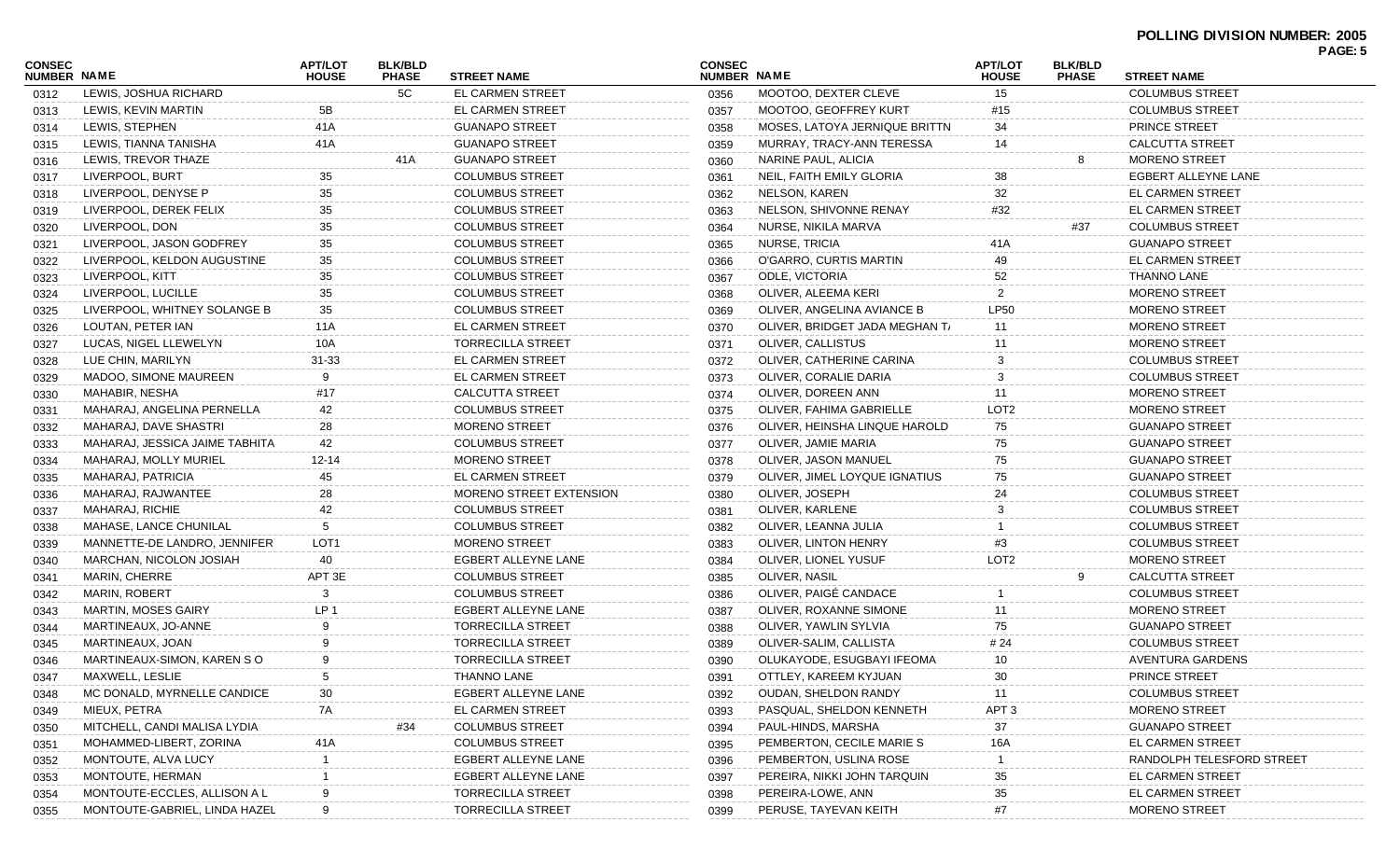**POLLING DIVISION NUMBER: 2005**

| CONSEC NUMBER | NAME | APT/LOT HOUSE | BLK/BLD PHASE | STREET NAME |
|---|---|---|---|---|
| 0312 | LEWIS, JOSHUA RICHARD | | 5C | EL CARMEN STREET |
| 0313 | LEWIS, KEVIN MARTIN | 5B | | EL CARMEN STREET |
| 0314 | LEWIS, STEPHEN | 41A | | GUANAPO STREET |
| 0315 | LEWIS, TIANNA TANISHA | 41A | | GUANAPO STREET |
| 0316 | LEWIS, TREVOR THAZE | | 41A | GUANAPO STREET |
| 0317 | LIVERPOOL, BURT | 35 | | COLUMBUS STREET |
| 0318 | LIVERPOOL, DENYSE P | 35 | | COLUMBUS STREET |
| 0319 | LIVERPOOL, DEREK FELIX | 35 | | COLUMBUS STREET |
| 0320 | LIVERPOOL, DON | 35 | | COLUMBUS STREET |
| 0321 | LIVERPOOL, JASON GODFREY | 35 | | COLUMBUS STREET |
| 0322 | LIVERPOOL, KELDON AUGUSTINE | 35 | | COLUMBUS STREET |
| 0323 | LIVERPOOL, KITT | 35 | | COLUMBUS STREET |
| 0324 | LIVERPOOL, LUCILLE | 35 | | COLUMBUS STREET |
| 0325 | LIVERPOOL, WHITNEY SOLANGE B | 35 | | COLUMBUS STREET |
| 0326 | LOUTAN, PETER IAN | 11A | | EL CARMEN STREET |
| 0327 | LUCAS, NIGEL LLEWELYN | 10A | | TORRECILLA STREET |
| 0328 | LUE CHIN, MARILYN | 31-33 | | EL CARMEN STREET |
| 0329 | MADOO, SIMONE MAUREEN | 9 | | EL CARMEN STREET |
| 0330 | MAHABIR, NESHA | #17 | | CALCUTTA STREET |
| 0331 | MAHARAJ, ANGELINA PERNELLA | 42 | | COLUMBUS STREET |
| 0332 | MAHARAJ, DAVE SHASTRI | 28 | | MORENO STREET |
| 0333 | MAHARAJ, JESSICA JAIME TABHITA | 42 | | COLUMBUS STREET |
| 0334 | MAHARAJ, MOLLY MURIEL | 12-14 | | MORENO STREET |
| 0335 | MAHARAJ, PATRICIA | 45 | | EL CARMEN STREET |
| 0336 | MAHARAJ, RAJWANTEE | 28 | | MORENO STREET EXTENSION |
| 0337 | MAHARAJ, RICHIE | 42 | | COLUMBUS STREET |
| 0338 | MAHASE, LANCE CHUNILAL | 5 | | COLUMBUS STREET |
| 0339 | MANNETTE-DE LANDRO, JENNIFER | LOT1 | | MORENO STREET |
| 0340 | MARCHAN, NICOLON JOSIAH | 40 | | EGBERT ALLEYNE LANE |
| 0341 | MARIN, CHERRE | APT 3E | | COLUMBUS STREET |
| 0342 | MARIN, ROBERT | 3 | | COLUMBUS STREET |
| 0343 | MARTIN, MOSES GAIRY | LP 1 | | EGBERT ALLEYNE LANE |
| 0344 | MARTINEAUX, JO-ANNE | 9 | | TORRECILLA STREET |
| 0345 | MARTINEAUX, JOAN | 9 | | TORRECILLA STREET |
| 0346 | MARTINEAUX-SIMON, KAREN S O | 9 | | TORRECILLA STREET |
| 0347 | MAXWELL, LESLIE | 5 | | THANNO LANE |
| 0348 | MC DONALD, MYRNELLE CANDICE | 30 | | EGBERT ALLEYNE LANE |
| 0349 | MIEUX, PETRA | 7A | | EL CARMEN STREET |
| 0350 | MITCHELL, CANDI MALISA LYDIA | | #34 | COLUMBUS STREET |
| 0351 | MOHAMMED-LIBERT, ZORINA | 41A | | COLUMBUS STREET |
| 0352 | MONTOUTE, ALVA LUCY | 1 | | EGBERT ALLEYNE LANE |
| 0353 | MONTOUTE, HERMAN | 1 | | EGBERT ALLEYNE LANE |
| 0354 | MONTOUTE-ECCLES, ALLISON A L | 9 | | TORRECILLA STREET |
| 0355 | MONTOUTE-GABRIEL, LINDA HAZEL | 9 | | TORRECILLA STREET |
| 0356 | MOOTOO, DEXTER CLEVE | 15 | | COLUMBUS STREET |
| 0357 | MOOTOO, GEOFFREY KURT | #15 | | COLUMBUS STREET |
| 0358 | MOSES, LATOYA JERNIQUE BRITTN | 34 | | PRINCE STREET |
| 0359 | MURRAY, TRACY-ANN TERESSA | 14 | | CALCUTTA STREET |
| 0360 | NARINE PAUL, ALICIA | | 8 | MORENO STREET |
| 0361 | NEIL, FAITH EMILY GLORIA | 38 | | EGBERT ALLEYNE LANE |
| 0362 | NELSON, KAREN | 32 | | EL CARMEN STREET |
| 0363 | NELSON, SHIVONNE RENAY | #32 | | EL CARMEN STREET |
| 0364 | NURSE, NIKILA MARVA | | #37 | COLUMBUS STREET |
| 0365 | NURSE, TRICIA | 41A | | GUANAPO STREET |
| 0366 | O'GARRO, CURTIS MARTIN | 49 | | EL CARMEN STREET |
| 0367 | ODLE, VICTORIA | 52 | | THANNO LANE |
| 0368 | OLIVER, ALEEMA KERI | 2 | | MORENO STREET |
| 0369 | OLIVER, ANGELINA AVIANCE B | LP50 | | MORENO STREET |
| 0370 | OLIVER, BRIDGET JADA MEGHAN T/ | 11 | | MORENO STREET |
| 0371 | OLIVER, CALLISTUS | 11 | | MORENO STREET |
| 0372 | OLIVER, CATHERINE CARINA | 3 | | COLUMBUS STREET |
| 0373 | OLIVER, CORALIE DARIA | 3 | | COLUMBUS STREET |
| 0374 | OLIVER, DOREEN ANN | 11 | | MORENO STREET |
| 0375 | OLIVER, FAHIMA GABRIELLE | LOT2 | | MORENO STREET |
| 0376 | OLIVER, HEINSHA LINQUE HAROLD | 75 | | GUANAPO STREET |
| 0377 | OLIVER, JAMIE MARIA | 75 | | GUANAPO STREET |
| 0378 | OLIVER, JASON MANUEL | 75 | | GUANAPO STREET |
| 0379 | OLIVER, JIMEL LOYQUE IGNATIUS | 75 | | GUANAPO STREET |
| 0380 | OLIVER, JOSEPH | 24 | | COLUMBUS STREET |
| 0381 | OLIVER, KARLENE | 3 | | COLUMBUS STREET |
| 0382 | OLIVER, LEANNA JULIA | 1 | | COLUMBUS STREET |
| 0383 | OLIVER, LINTON HENRY | #3 | | COLUMBUS STREET |
| 0384 | OLIVER, LIONEL YUSUF | LOT2 | | MORENO STREET |
| 0385 | OLIVER, NASIL | | 9 | CALCUTTA STREET |
| 0386 | OLIVER, PAIGÉ CANDACE | 1 | | COLUMBUS STREET |
| 0387 | OLIVER, ROXANNE SIMONE | 11 | | MORENO STREET |
| 0388 | OLIVER, YAWLIN SYLVIA | 75 | | GUANAPO STREET |
| 0389 | OLIVER-SALIM, CALLISTA | # 24 | | COLUMBUS STREET |
| 0390 | OLUKAYODE, ESUGBAYI IFEOMA | 10 | | AVENTURA GARDENS |
| 0391 | OTTLEY, KAREEM KYJUAN | 30 | | PRINCE STREET |
| 0392 | OUDAN, SHELDON RANDY | 11 | | COLUMBUS STREET |
| 0393 | PASQUAL, SHELDON KENNETH | APT 3 | | MORENO STREET |
| 0394 | PAUL-HINDS, MARSHA | 37 | | GUANAPO STREET |
| 0395 | PEMBERTON, CECILE MARIE S | 16A | | EL CARMEN STREET |
| 0396 | PEMBERTON, USLINA ROSE | 1 | | RANDOLPH TELESFORD STREET |
| 0397 | PEREIRA, NIKKI JOHN TARQUIN | 35 | | EL CARMEN STREET |
| 0398 | PEREIRA-LOWE, ANN | 35 | | EL CARMEN STREET |
| 0399 | PERUSE, TAYEVAN KEITH | #7 | | MORENO STREET |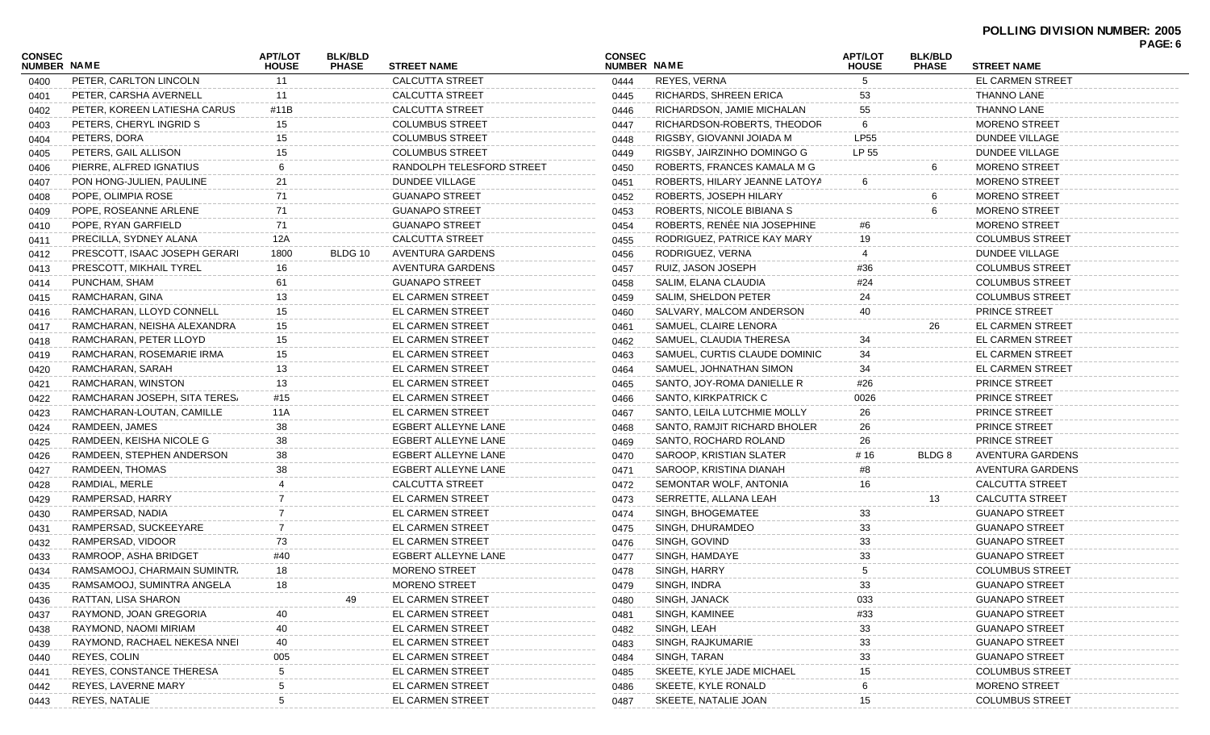**POLLING DIVISION NUMBER: 2005**

| CONSEC NUMBER | NAME | APT/LOT HOUSE | BLK/BLD PHASE | STREET NAME |
|---|---|---|---|---|
| 0400 | PETER, CARLTON LINCOLN | 11 | | CALCUTTA STREET |
| 0401 | PETER, CARSHA AVERNELL | 11 | | CALCUTTA STREET |
| 0402 | PETER, KOREEN LATIESHA CARUS | #11B | | CALCUTTA STREET |
| 0403 | PETERS, CHERYL INGRID S | 15 | | COLUMBUS STREET |
| 0404 | PETERS, DORA | 15 | | COLUMBUS STREET |
| 0405 | PETERS, GAIL ALLISON | 15 | | COLUMBUS STREET |
| 0406 | PIERRE, ALFRED IGNATIUS | 6 | | RANDOLPH TELESFORD STREET |
| 0407 | PON HONG-JULIEN, PAULINE | 21 | | DUNDEE VILLAGE |
| 0408 | POPE, OLIMPIA ROSE | 71 | | GUANAPO STREET |
| 0409 | POPE, ROSEANNE ARLENE | 71 | | GUANAPO STREET |
| 0410 | POPE, RYAN GARFIELD | 71 | | GUANAPO STREET |
| 0411 | PRECILLA, SYDNEY ALANA | 12A | | CALCUTTA STREET |
| 0412 | PRESCOTT, ISAAC JOSEPH GERARI | 1800 | BLDG 10 | AVENTURA GARDENS |
| 0413 | PRESCOTT, MIKHAIL TYREL | 16 | | AVENTURA GARDENS |
| 0414 | PUNCHAM, SHAM | 61 | | GUANAPO STREET |
| 0415 | RAMCHARAN, GINA | 13 | | EL CARMEN STREET |
| 0416 | RAMCHARAN, LLOYD CONNELL | 15 | | EL CARMEN STREET |
| 0417 | RAMCHARAN, NEISHA ALEXANDRA | 15 | | EL CARMEN STREET |
| 0418 | RAMCHARAN, PETER LLOYD | 15 | | EL CARMEN STREET |
| 0419 | RAMCHARAN, ROSEMARIE IRMA | 15 | | EL CARMEN STREET |
| 0420 | RAMCHARAN, SARAH | 13 | | EL CARMEN STREET |
| 0421 | RAMCHARAN, WINSTON | 13 | | EL CARMEN STREET |
| 0422 | RAMCHARAN JOSEPH, SITA TERES/ | #15 | | EL CARMEN STREET |
| 0423 | RAMCHARAN-LOUTAN, CAMILLE | 11A | | EL CARMEN STREET |
| 0424 | RAMDEEN, JAMES | 38 | | EGBERT ALLEYNE LANE |
| 0425 | RAMDEEN, KEISHA NICOLE G | 38 | | EGBERT ALLEYNE LANE |
| 0426 | RAMDEEN, STEPHEN ANDERSON | 38 | | EGBERT ALLEYNE LANE |
| 0427 | RAMDEEN, THOMAS | 38 | | EGBERT ALLEYNE LANE |
| 0428 | RAMDIAL, MERLE | 4 | | CALCUTTA STREET |
| 0429 | RAMPERSAD, HARRY | 7 | | EL CARMEN STREET |
| 0430 | RAMPERSAD, NADIA | 7 | | EL CARMEN STREET |
| 0431 | RAMPERSAD, SUCKEEYARE | 7 | | EL CARMEN STREET |
| 0432 | RAMPERSAD, VIDOOR | 73 | | EL CARMEN STREET |
| 0433 | RAMROOP, ASHA BRIDGET | #40 | | EGBERT ALLEYNE LANE |
| 0434 | RAMSAMOOJ, CHARMAIN SUMINTR. | 18 | | MORENO STREET |
| 0435 | RAMSAMOOJ, SUMINTRA ANGELA | 18 | | MORENO STREET |
| 0436 | RATTAN, LISA SHARON | | 49 | EL CARMEN STREET |
| 0437 | RAYMOND, JOAN GREGORIA | 40 | | EL CARMEN STREET |
| 0438 | RAYMOND, NAOMI MIRIAM | 40 | | EL CARMEN STREET |
| 0439 | RAYMOND, RACHAEL NEKESA NNEI | 40 | | EL CARMEN STREET |
| 0440 | REYES, COLIN | 005 | | EL CARMEN STREET |
| 0441 | REYES, CONSTANCE THERESA | 5 | | EL CARMEN STREET |
| 0442 | REYES, LAVERNE MARY | 5 | | EL CARMEN STREET |
| 0443 | REYES, NATALIE | 5 | | EL CARMEN STREET |
| 0444 | REYES, VERNA | 5 | | EL CARMEN STREET |
| 0445 | RICHARDS, SHREEN ERICA | 53 | | THANNO LANE |
| 0446 | RICHARDSON, JAMIE MICHALAN | 55 | | THANNO LANE |
| 0447 | RICHARDSON-ROBERTS, THEODOR | 6 | | MORENO STREET |
| 0448 | RIGSBY, GIOVANNI JOIADA M | LP55 | | DUNDEE VILLAGE |
| 0449 | RIGSBY, JAIRZINHO DOMINGO G | LP 55 | | DUNDEE VILLAGE |
| 0450 | ROBERTS, FRANCES KAMALA M G | | 6 | MORENO STREET |
| 0451 | ROBERTS, HILARY JEANNE LATOYA | 6 | | MORENO STREET |
| 0452 | ROBERTS, JOSEPH HILARY | | 6 | MORENO STREET |
| 0453 | ROBERTS, NICOLE BIBIANA S | | 6 | MORENO STREET |
| 0454 | ROBERTS, RENÉE NIA JOSEPHINE | #6 | | MORENO STREET |
| 0455 | RODRIGUEZ, PATRICE KAY MARY | 19 | | COLUMBUS STREET |
| 0456 | RODRIGUEZ, VERNA | 4 | | DUNDEE VILLAGE |
| 0457 | RUIZ, JASON JOSEPH | #36 | | COLUMBUS STREET |
| 0458 | SALIM, ELANA CLAUDIA | #24 | | COLUMBUS STREET |
| 0459 | SALIM, SHELDON PETER | 24 | | COLUMBUS STREET |
| 0460 | SALVARY, MALCOM ANDERSON | 40 | | PRINCE STREET |
| 0461 | SAMUEL, CLAIRE LENORA | | 26 | EL CARMEN STREET |
| 0462 | SAMUEL, CLAUDIA THERESA | 34 | | EL CARMEN STREET |
| 0463 | SAMUEL, CURTIS CLAUDE DOMINIC | 34 | | EL CARMEN STREET |
| 0464 | SAMUEL, JOHNATHAN SIMON | 34 | | EL CARMEN STREET |
| 0465 | SANTO, JOY-ROMA DANIELLE R | #26 | | PRINCE STREET |
| 0466 | SANTO, KIRKPATRICK C | 0026 | | PRINCE STREET |
| 0467 | SANTO, LEILA LUTCHMIE MOLLY | 26 | | PRINCE STREET |
| 0468 | SANTO, RAMJIT RICHARD BHOLER | 26 | | PRINCE STREET |
| 0469 | SANTO, ROCHARD ROLAND | 26 | | PRINCE STREET |
| 0470 | SAROOP, KRISTIAN SLATER | # 16 | BLDG 8 | AVENTURA GARDENS |
| 0471 | SAROOP, KRISTINA DIANAH | #8 | | AVENTURA GARDENS |
| 0472 | SEMONTAR WOLF, ANTONIA | 16 | | CALCUTTA STREET |
| 0473 | SERRETTE, ALLANA LEAH | | 13 | CALCUTTA STREET |
| 0474 | SINGH, BHOGEMATEE | 33 | | GUANAPO STREET |
| 0475 | SINGH, DHURAMDEO | 33 | | GUANAPO STREET |
| 0476 | SINGH, GOVIND | 33 | | GUANAPO STREET |
| 0477 | SINGH, HAMDAYE | 33 | | GUANAPO STREET |
| 0478 | SINGH, HARRY | 5 | | COLUMBUS STREET |
| 0479 | SINGH, INDRA | 33 | | GUANAPO STREET |
| 0480 | SINGH, JANACK | 033 | | GUANAPO STREET |
| 0481 | SINGH, KAMINEE | #33 | | GUANAPO STREET |
| 0482 | SINGH, LEAH | 33 | | GUANAPO STREET |
| 0483 | SINGH, RAJKUMARIE | 33 | | GUANAPO STREET |
| 0484 | SINGH, TARAN | 33 | | GUANAPO STREET |
| 0485 | SKEETE, KYLE JADE MICHAEL | 15 | | COLUMBUS STREET |
| 0486 | SKEETE, KYLE RONALD | 6 | | MORENO STREET |
| 0487 | SKEETE, NATALIE JOAN | 15 | | COLUMBUS STREET |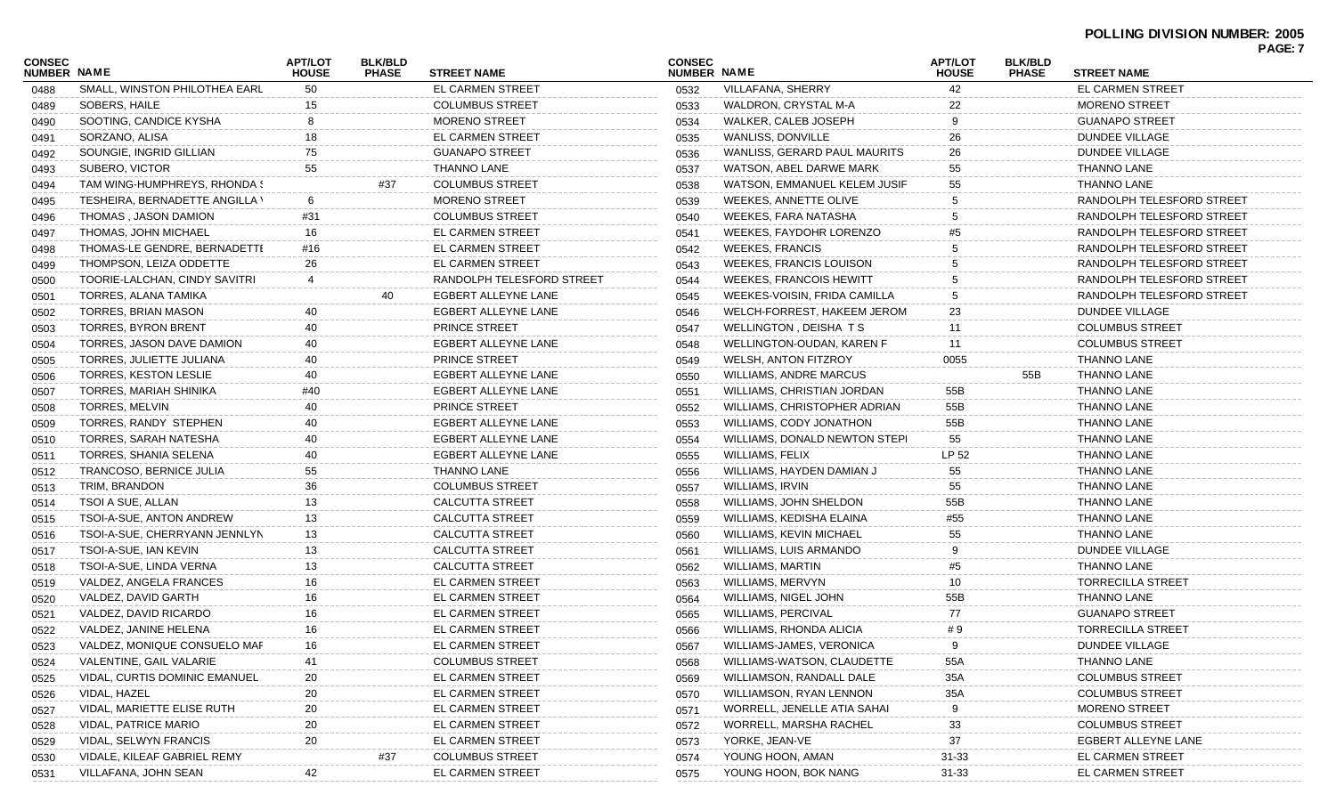**POLLING DIVISION NUMBER: 2005**

| CONSEC NUMBER | NAME | APT/LOT HOUSE | BLK/BLD PHASE | STREET NAME |
|---|---|---|---|---|
| 0488 | SMALL, WINSTON PHILOTHEA EARL | 50 | | EL CARMEN STREET |
| 0489 | SOBERS, HAILE | 15 | | COLUMBUS STREET |
| 0490 | SOOTING, CANDICE KYSHA | 8 | | MORENO STREET |
| 0491 | SORZANO, ALISA | 18 | | EL CARMEN STREET |
| 0492 | SOUNGIE, INGRID GILLIAN | 75 | | GUANAPO STREET |
| 0493 | SUBERO, VICTOR | 55 | | THANNO LANE |
| 0494 | TAM WING-HUMPHREYS, RHONDA S | | #37 | COLUMBUS STREET |
| 0495 | TESHEIRA, BERNADETTE ANGILLA V | 6 | | MORENO STREET |
| 0496 | THOMAS , JASON DAMION | #31 | | COLUMBUS STREET |
| 0497 | THOMAS, JOHN MICHAEL | 16 | | EL CARMEN STREET |
| 0498 | THOMAS-LE GENDRE, BERNADETTE | #16 | | EL CARMEN STREET |
| 0499 | THOMPSON, LEIZA ODDETTE | 26 | | EL CARMEN STREET |
| 0500 | TOORIE-LALCHAN, CINDY SAVITRI | 4 | | RANDOLPH TELESFORD STREET |
| 0501 | TORRES, ALANA TAMIKA | | 40 | EGBERT ALLEYNE LANE |
| 0502 | TORRES, BRIAN MASON | 40 | | EGBERT ALLEYNE LANE |
| 0503 | TORRES, BYRON BRENT | 40 | | PRINCE STREET |
| 0504 | TORRES, JASON DAVE DAMION | 40 | | EGBERT ALLEYNE LANE |
| 0505 | TORRES, JULIETTE JULIANA | 40 | | PRINCE STREET |
| 0506 | TORRES, KESTON LESLIE | 40 | | EGBERT ALLEYNE LANE |
| 0507 | TORRES, MARIAH SHINIKA | #40 | | EGBERT ALLEYNE LANE |
| 0508 | TORRES, MELVIN | 40 | | PRINCE STREET |
| 0509 | TORRES, RANDY STEPHEN | 40 | | EGBERT ALLEYNE LANE |
| 0510 | TORRES, SARAH NATESHA | 40 | | EGBERT ALLEYNE LANE |
| 0511 | TORRES, SHANIA SELENA | 40 | | EGBERT ALLEYNE LANE |
| 0512 | TRANCOSO, BERNICE JULIA | 55 | | THANNO LANE |
| 0513 | TRIM, BRANDON | 36 | | COLUMBUS STREET |
| 0514 | TSOI A SUE, ALLAN | 13 | | CALCUTTA STREET |
| 0515 | TSOI-A-SUE, ANTON ANDREW | 13 | | CALCUTTA STREET |
| 0516 | TSOI-A-SUE, CHERRYANN JENNLYN | 13 | | CALCUTTA STREET |
| 0517 | TSOI-A-SUE, IAN KEVIN | 13 | | CALCUTTA STREET |
| 0518 | TSOI-A-SUE, LINDA VERNA | 13 | | CALCUTTA STREET |
| 0519 | VALDEZ, ANGELA FRANCES | 16 | | EL CARMEN STREET |
| 0520 | VALDEZ, DAVID GARTH | 16 | | EL CARMEN STREET |
| 0521 | VALDEZ, DAVID RICARDO | 16 | | EL CARMEN STREET |
| 0522 | VALDEZ, JANINE HELENA | 16 | | EL CARMEN STREET |
| 0523 | VALDEZ, MONIQUE CONSUELO MAF | 16 | | EL CARMEN STREET |
| 0524 | VALENTINE, GAIL VALARIE | 41 | | COLUMBUS STREET |
| 0525 | VIDAL, CURTIS DOMINIC EMANUEL | 20 | | EL CARMEN STREET |
| 0526 | VIDAL, HAZEL | 20 | | EL CARMEN STREET |
| 0527 | VIDAL, MARIETTE ELISE RUTH | 20 | | EL CARMEN STREET |
| 0528 | VIDAL, PATRICE MARIO | 20 | | EL CARMEN STREET |
| 0529 | VIDAL, SELWYN FRANCIS | 20 | | EL CARMEN STREET |
| 0530 | VIDALE, KILEAF GABRIEL REMY | | #37 | COLUMBUS STREET |
| 0531 | VILLAFANA, JOHN SEAN | 42 | | EL CARMEN STREET |
| 0532 | VILLAFANA, SHERRY | 42 | | EL CARMEN STREET |
| 0533 | WALDRON, CRYSTAL M-A | 22 | | MORENO STREET |
| 0534 | WALKER, CALEB JOSEPH | 9 | | GUANAPO STREET |
| 0535 | WANLISS, DONVILLE | 26 | | DUNDEE VILLAGE |
| 0536 | WANLISS, GERARD PAUL MAURITS | 26 | | DUNDEE VILLAGE |
| 0537 | WATSON, ABEL DARWE MARK | 55 | | THANNO LANE |
| 0538 | WATSON, EMMANUEL KELEM JUSIF | 55 | | THANNO LANE |
| 0539 | WEEKES, ANNETTE OLIVE | 5 | | RANDOLPH TELESFORD STREET |
| 0540 | WEEKES, FARA NATASHA | 5 | | RANDOLPH TELESFORD STREET |
| 0541 | WEEKES, FAYDOHR LORENZO | #5 | | RANDOLPH TELESFORD STREET |
| 0542 | WEEKES, FRANCIS | 5 | | RANDOLPH TELESFORD STREET |
| 0543 | WEEKES, FRANCIS LOUISON | 5 | | RANDOLPH TELESFORD STREET |
| 0544 | WEEKES, FRANCOIS HEWITT | 5 | | RANDOLPH TELESFORD STREET |
| 0545 | WEEKES-VOISIN, FRIDA CAMILLA | 5 | | RANDOLPH TELESFORD STREET |
| 0546 | WELCH-FORREST, HAKEEM JEROM | 23 | | DUNDEE VILLAGE |
| 0547 | WELLINGTON , DEISHA T S | 11 | | COLUMBUS STREET |
| 0548 | WELLINGTON-OUDAN, KAREN F | 11 | | COLUMBUS STREET |
| 0549 | WELSH, ANTON FITZROY | 0055 | | THANNO LANE |
| 0550 | WILLIAMS, ANDRE MARCUS | | 55B | THANNO LANE |
| 0551 | WILLIAMS, CHRISTIAN JORDAN | 55B | | THANNO LANE |
| 0552 | WILLIAMS, CHRISTOPHER ADRIAN | 55B | | THANNO LANE |
| 0553 | WILLIAMS, CODY JONATHON | 55B | | THANNO LANE |
| 0554 | WILLIAMS, DONALD NEWTON STEPI | 55 | | THANNO LANE |
| 0555 | WILLIAMS, FELIX | LP 52 | | THANNO LANE |
| 0556 | WILLIAMS, HAYDEN DAMIAN J | 55 | | THANNO LANE |
| 0557 | WILLIAMS, IRVIN | 55 | | THANNO LANE |
| 0558 | WILLIAMS, JOHN SHELDON | 55B | | THANNO LANE |
| 0559 | WILLIAMS, KEDISHA ELAINA | #55 | | THANNO LANE |
| 0560 | WILLIAMS, KEVIN MICHAEL | 55 | | THANNO LANE |
| 0561 | WILLIAMS, LUIS ARMANDO | 9 | | DUNDEE VILLAGE |
| 0562 | WILLIAMS, MARTIN | #5 | | THANNO LANE |
| 0563 | WILLIAMS, MERVYN | 10 | | TORRECILLA STREET |
| 0564 | WILLIAMS, NIGEL JOHN | 55B | | THANNO LANE |
| 0565 | WILLIAMS, PERCIVAL | 77 | | GUANAPO STREET |
| 0566 | WILLIAMS, RHONDA ALICIA | # 9 | | TORRECILLA STREET |
| 0567 | WILLIAMS-JAMES, VERONICA | 9 | | DUNDEE VILLAGE |
| 0568 | WILLIAMS-WATSON, CLAUDETTE | 55A | | THANNO LANE |
| 0569 | WILLIAMSON, RANDALL DALE | 35A | | COLUMBUS STREET |
| 0570 | WILLIAMSON, RYAN LENNON | 35A | | COLUMBUS STREET |
| 0571 | WORRELL, JENELLE ATIA SAHAI | 9 | | MORENO STREET |
| 0572 | WORRELL, MARSHA RACHEL | 33 | | COLUMBUS STREET |
| 0573 | YORKE, JEAN-VE | 37 | | EGBERT ALLEYNE LANE |
| 0574 | YOUNG HOON, AMAN | 31-33 | | EL CARMEN STREET |
| 0575 | YOUNG HOON, BOK NANG | 31-33 | | EL CARMEN STREET |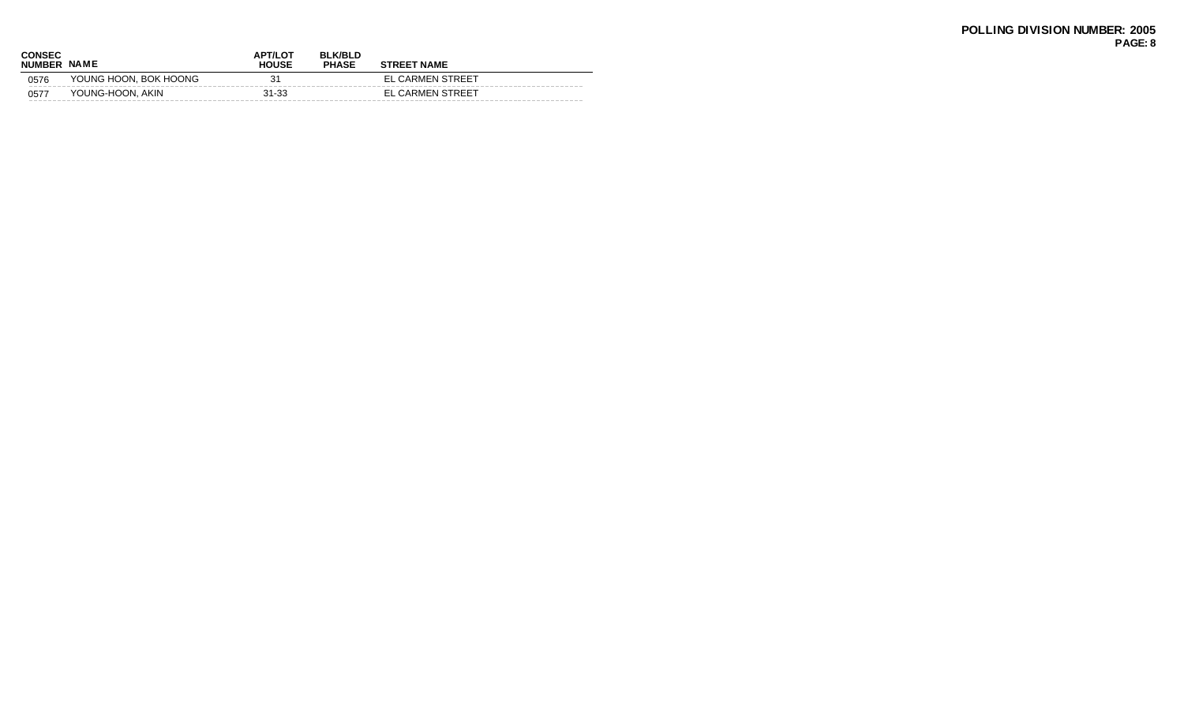**POLLING DIVISION NUMBER: 2005**

| CONSEC NUMBER | NAME | APT/LOT HOUSE | BLK/BLD PHASE | STREET NAME |
|---|---|---|---|---|
| 0576 | YOUNG HOON, BOK HOONG | 31 | | EL CARMEN STREET |
| 0577 | YOUNG-HOON, AKIN | 31-33 | | EL CARMEN STREET |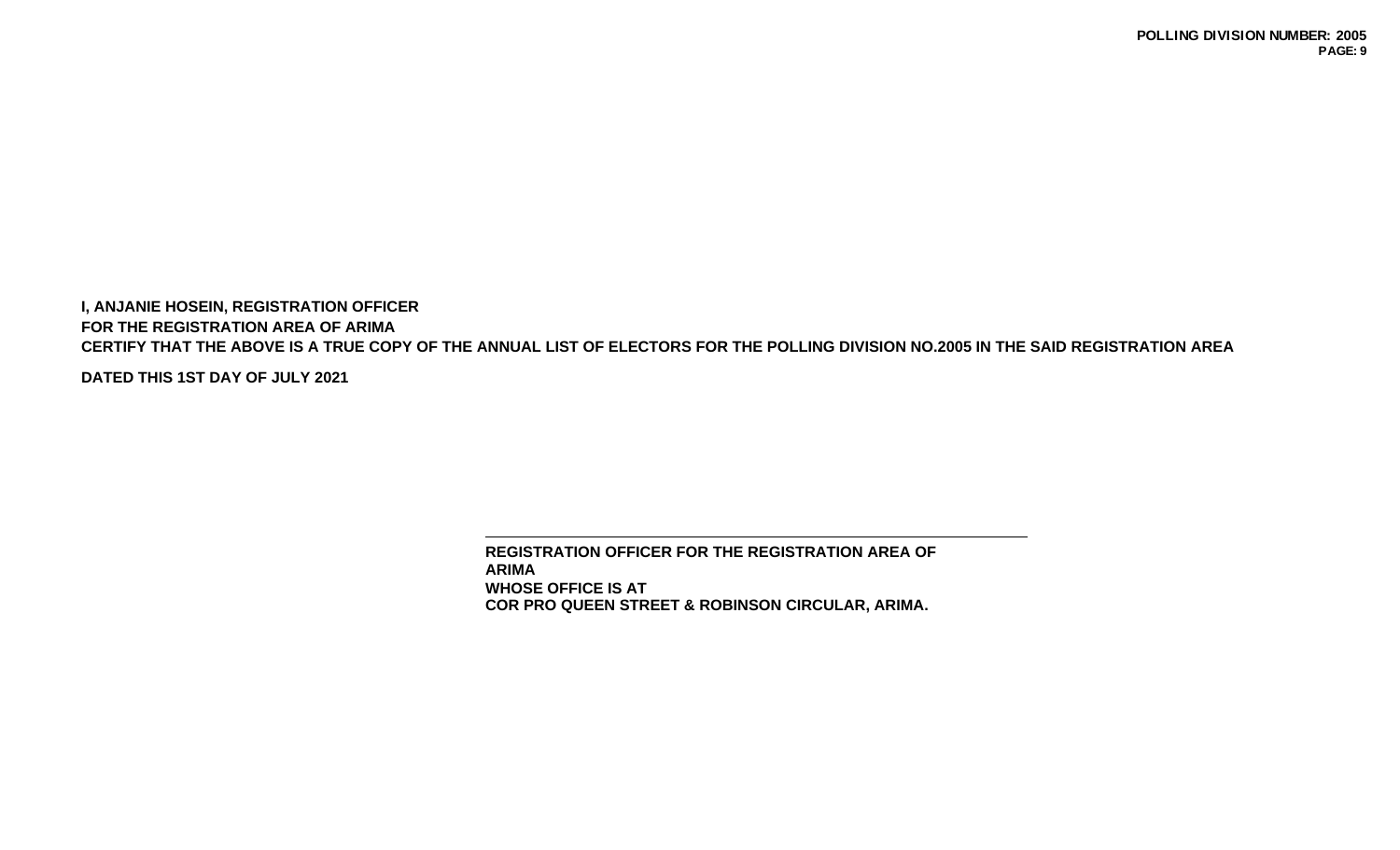**I, ANJANIE HOSEIN, REGISTRATION OFFICER**
**FOR THE REGISTRATION AREA OF ARIMA**
**CERTIFY THAT THE ABOVE IS A TRUE COPY OF THE ANNUAL LIST OF ELECTORS FOR THE POLLING DIVISION NO.2005 IN THE SAID REGISTRATION AREA**

**DATED THIS 1ST DAY OF JULY 2021**

---

**REGISTRATION OFFICER FOR THE REGISTRATION AREA OF ARIMA**
**WHOSE OFFICE IS AT**
**COR PRO QUEEN STREET & ROBINSON CIRCULAR, ARIMA.**